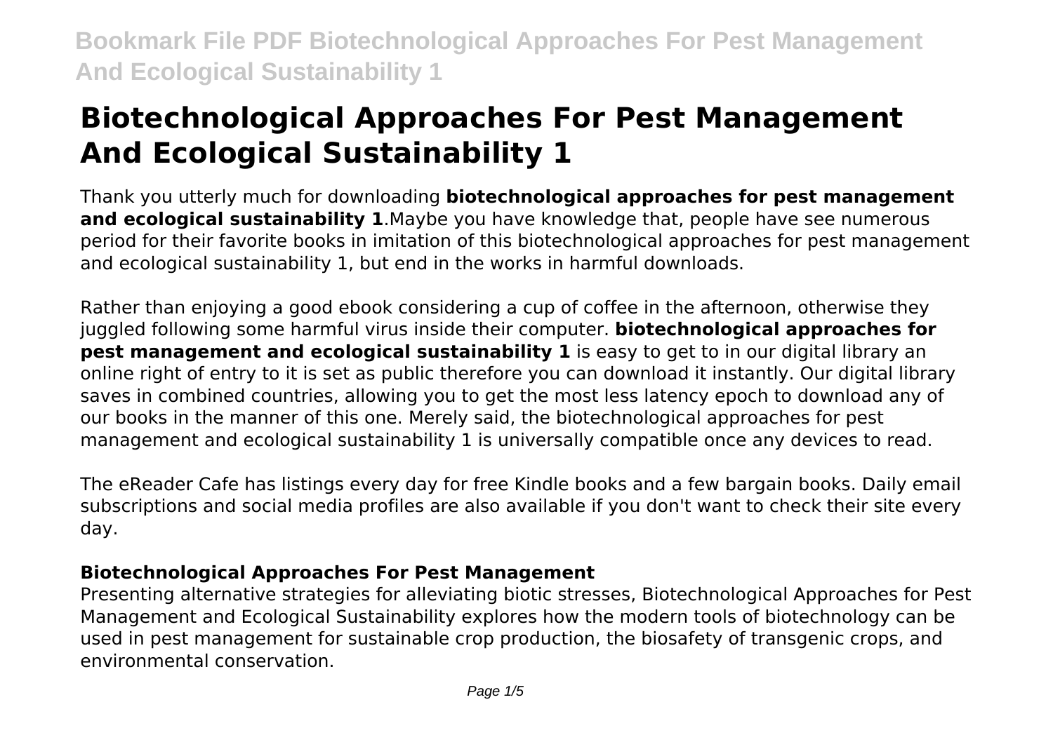# Biotechnological Approaches For Pest Management And Ecological Sustainability 1

Thank you utterly much for downloading **biotechnological approaches for pest management and ecological sustainability 1**.Maybe you have knowledge that, people have see numerous period for their favorite books in imitation of this biotechnological approaches for pest management and ecological sustainability 1, but end in the works in harmful downloads.

Rather than enjoying a good ebook considering a cup of coffee in the afternoon, otherwise they juggled following some harmful virus inside their computer. **biotechnological approaches for pest management and ecological sustainability 1** is easy to get to in our digital library an online right of entry to it is set as public therefore you can download it instantly. Our digital library saves in combined countries, allowing you to get the most less latency epoch to download any of our books in the manner of this one. Merely said, the biotechnological approaches for pest management and ecological sustainability 1 is universally compatible once any devices to read.

The eReader Cafe has listings every day for free Kindle books and a few bargain books. Daily email subscriptions and social media profiles are also available if you don't want to check their site every day.

## Biotechnological Approaches For Pest Management

Presenting alternative strategies for alleviating biotic stresses, Biotechnological Approaches for Pest Management and Ecological Sustainability explores how the modern tools of biotechnology can be used in pest management for sustainable crop production, the biosafety of transgenic crops, and environmental conservation.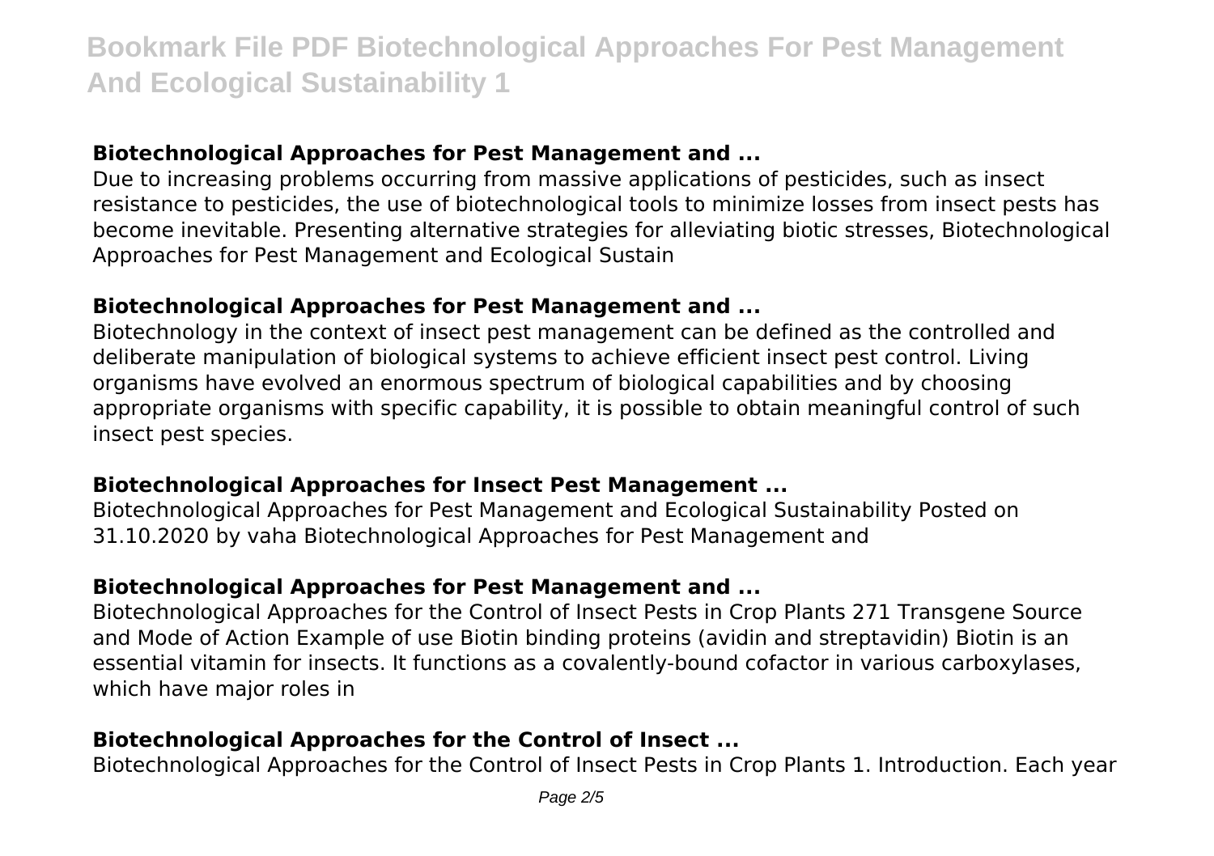### **Biotechnological Approaches for Pest Management and ...**

Due to increasing problems occurring from massive applications of pesticides, such as insect resistance to pesticides, the use of biotechnological tools to minimize losses from insect pests has become inevitable. Presenting alternative strategies for alleviating biotic stresses, Biotechnological Approaches for Pest Management and Ecological Sustain

### **Biotechnological Approaches for Pest Management and ...**

Biotechnology in the context of insect pest management can be defined as the controlled and deliberate manipulation of biological systems to achieve efficient insect pest control. Living organisms have evolved an enormous spectrum of biological capabilities and by choosing appropriate organisms with specific capability, it is possible to obtain meaningful control of such insect pest species.

### **Biotechnological Approaches for Insect Pest Management ...**

Biotechnological Approaches for Pest Management and Ecological Sustainability Posted on 31.10.2020 by vaha Biotechnological Approaches for Pest Management and

### **Biotechnological Approaches for Pest Management and ...**

Biotechnological Approaches for the Control of Insect Pests in Crop Plants 271 Transgene Source and Mode of Action Example of use Biotin binding proteins (avidin and streptavidin) Biotin is an essential vitamin for insects. It functions as a covalently-bound cofactor in various carboxylases, which have major roles in

### **Biotechnological Approaches for the Control of Insect ...**

Biotechnological Approaches for the Control of Insect Pests in Crop Plants 1. Introduction. Each year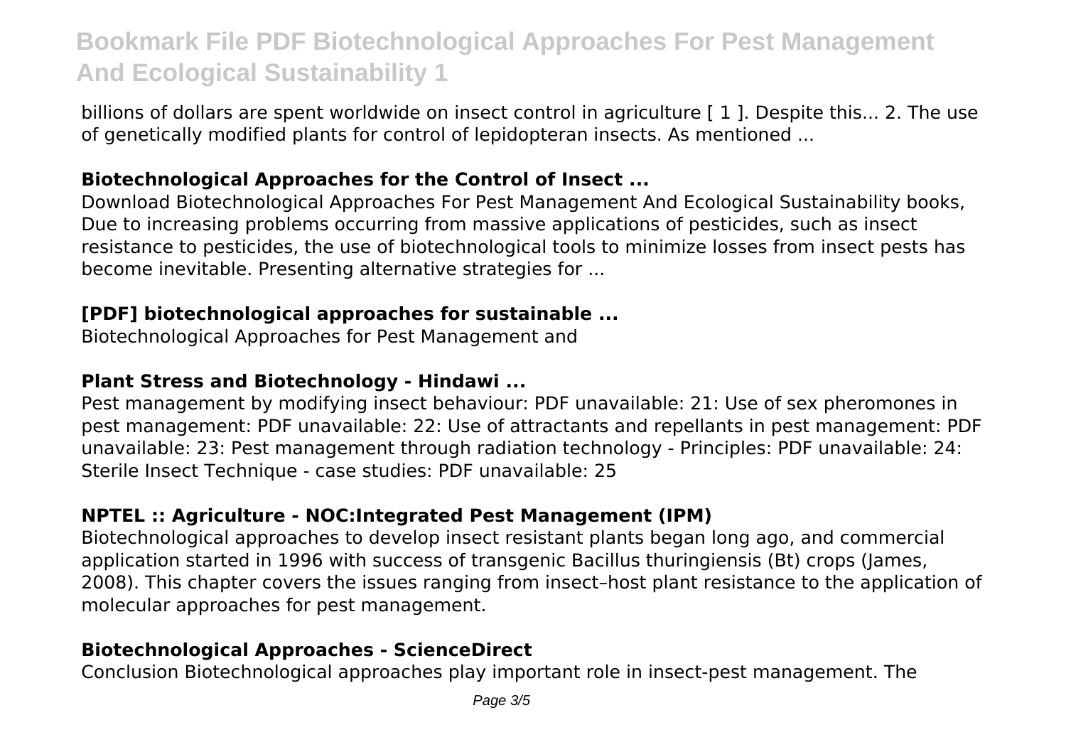billions of dollars are spent worldwide on insect control in agriculture [ 1 ]. Despite this... 2. The use of genetically modified plants for control of lepidopteran insects. As mentioned ...

### Biotechnological Approaches for the Control of Insect ...

Download Biotechnological Approaches For Pest Management And Ecological Sustainability books, Due to increasing problems occurring from massive applications of pesticides, such as insect resistance to pesticides, the use of biotechnological tools to minimize losses from insect pests has become inevitable. Presenting alternative strategies for ...

### [PDF] biotechnological approaches for sustainable ...

Biotechnological Approaches for Pest Management and

### Plant Stress and Biotechnology - Hindawi ...

Pest management by modifying insect behaviour: PDF unavailable: 21: Use of sex pheromones in pest management: PDF unavailable: 22: Use of attractants and repellants in pest management: PDF unavailable: 23: Pest management through radiation technology - Principles: PDF unavailable: 24: Sterile Insect Technique - case studies: PDF unavailable: 25

### NPTEL :: Agriculture - NOC:Integrated Pest Management (IPM)

Biotechnological approaches to develop insect resistant plants began long ago, and commercial application started in 1996 with success of transgenic Bacillus thuringiensis (Bt) crops (James, 2008). This chapter covers the issues ranging from insect–host plant resistance to the application of molecular approaches for pest management.

### Biotechnological Approaches - ScienceDirect

Conclusion Biotechnological approaches play important role in insect-pest management. The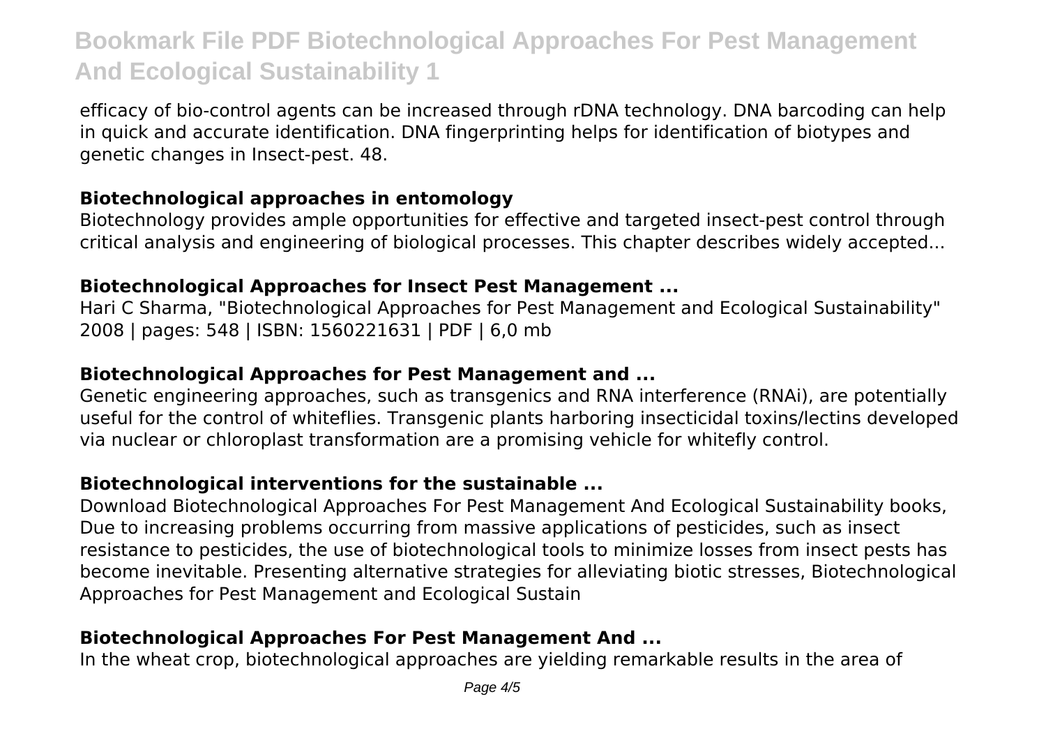efficacy of bio-control agents can be increased through rDNA technology. DNA barcoding can help in quick and accurate identification. DNA fingerprinting helps for identification of biotypes and genetic changes in Insect-pest. 48.

### Biotechnological approaches in entomology

Biotechnology provides ample opportunities for effective and targeted insect-pest control through critical analysis and engineering of biological processes. This chapter describes widely accepted...

### Biotechnological Approaches for Insect Pest Management ...

Hari C Sharma, "Biotechnological Approaches for Pest Management and Ecological Sustainability" 2008 | pages: 548 | ISBN: 1560221631 | PDF | 6,0 mb

### Biotechnological Approaches for Pest Management and ...

Genetic engineering approaches, such as transgenics and RNA interference (RNAi), are potentially useful for the control of whiteflies. Transgenic plants harboring insecticidal toxins/lectins developed via nuclear or chloroplast transformation are a promising vehicle for whitefly control.

### Biotechnological interventions for the sustainable ...

Download Biotechnological Approaches For Pest Management And Ecological Sustainability books, Due to increasing problems occurring from massive applications of pesticides, such as insect resistance to pesticides, the use of biotechnological tools to minimize losses from insect pests has become inevitable. Presenting alternative strategies for alleviating biotic stresses, Biotechnological Approaches for Pest Management and Ecological Sustain

### Biotechnological Approaches For Pest Management And ...

In the wheat crop, biotechnological approaches are yielding remarkable results in the area of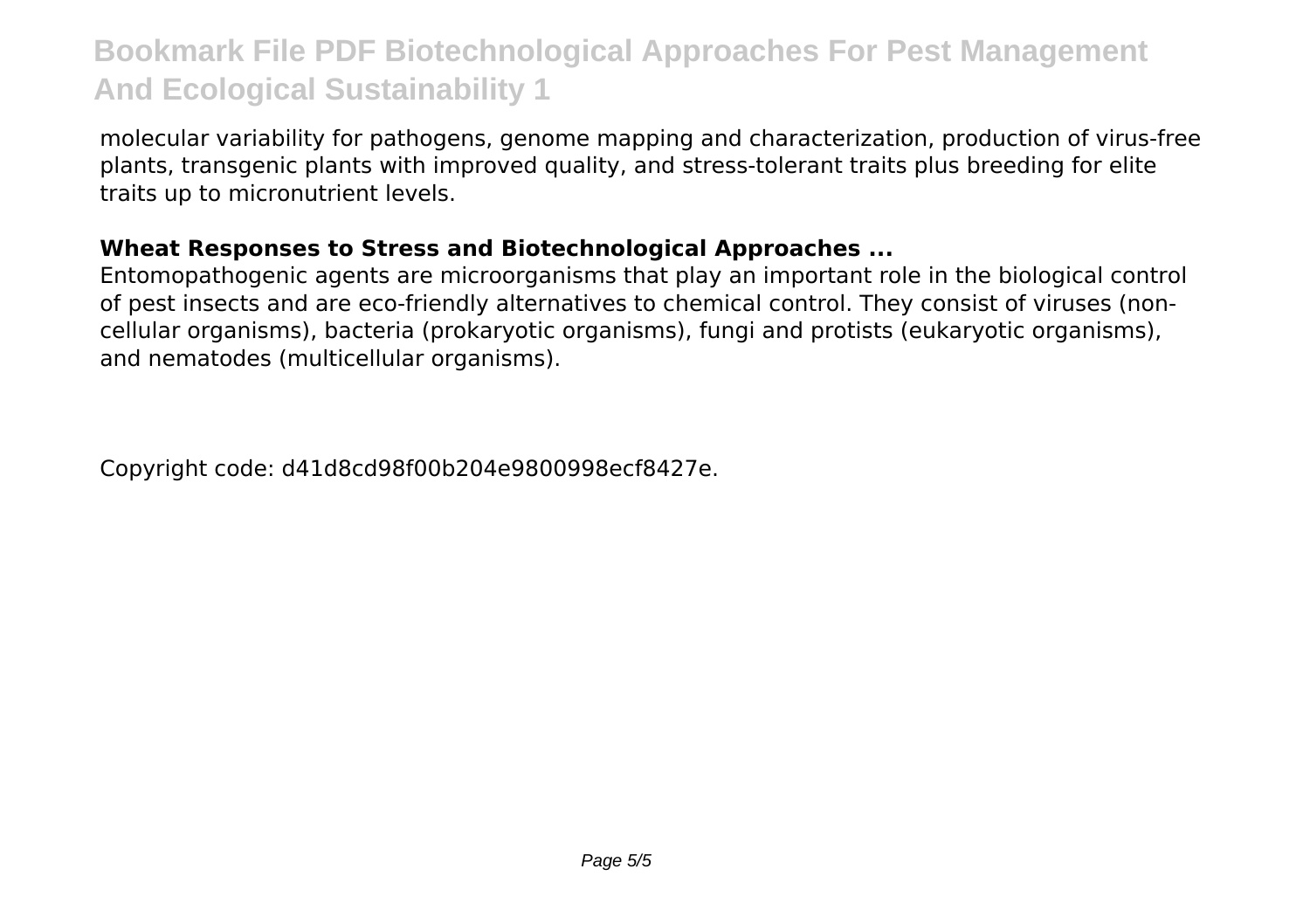molecular variability for pathogens, genome mapping and characterization, production of virus-free plants, transgenic plants with improved quality, and stress-tolerant traits plus breeding for elite traits up to micronutrient levels.

**Wheat Responses to Stress and Biotechnological Approaches ...**

Entomopathogenic agents are microorganisms that play an important role in the biological control of pest insects and are eco-friendly alternatives to chemical control. They consist of viruses (non-cellular organisms), bacteria (prokaryotic organisms), fungi and protists (eukaryotic organisms), and nematodes (multicellular organisms).

Copyright code: d41d8cd98f00b204e9800998ecf8427e.